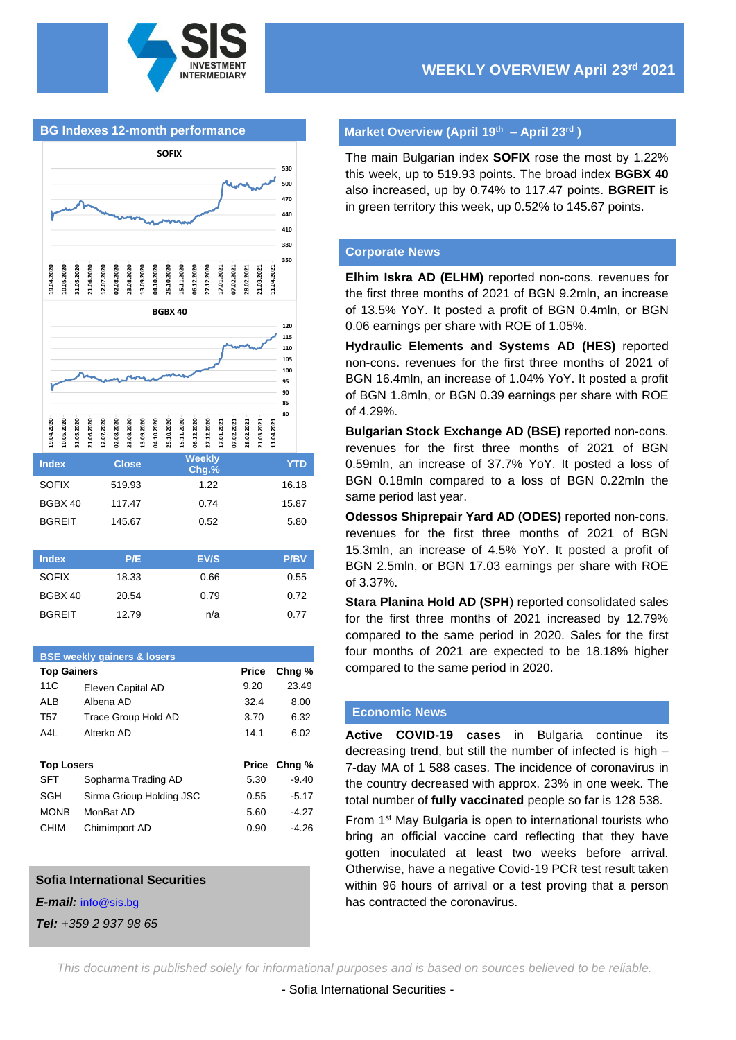# WEEKLY OVERVIEW April 23rd 2021

## BG Indexes 12-month performance

SOFIX

BGBX 40

| Index | Close | Weekly Chg.% | YTD |
|---|---|---|---|
| SOFIX | 519.93 | 1.22 | 16.18 |
| BGBX 40 | 117.47 | 0.74 | 15.87 |
| BGREIT | 145.67 | 0.52 | 5.80 |

| Index | P/E | EV/S | P/BV |
|---|---|---|---|
| SOFIX | 18.33 | 0.66 | 0.55 |
| BGBX 40 | 20.54 | 0.79 | 0.72 |
| BGREIT | 12.79 | n/a | 0.77 |

## BSE weekly gainers & losers

| Top Gainers | | Price | Chng % |
|---|---|---|---|
| 11C | Eleven Capital AD | 9.20 | 23.49 |
| ALB | Albena AD | 32.4 | 8.00 |
| T57 | Trace Group Hold AD | 3.70 | 6.32 |
| A4L | Alterko AD | 14.1 | 6.02 |

| Top Losers | | Price | Chng % |
|---|---|---|---|
| SFT | Sopharma Trading AD | 5.30 | -9.40 |
| SGH | Sirma Grioup Holding JSC | 0.55 | -5.17 |
| MONB | MonBat AD | 5.60 | -4.27 |
| CHIM | Chimimport AD | 0.90 | -4.26 |

**Sofia International Securities**

***E-mail:*** info@sis.bg

***Tel:*** *+359 2 937 98 65*

## Market Overview (April 19th – April 23rd )

The main Bulgarian index **SOFIX** rose the most by 1.22% this week, up to 519.93 points. The broad index **BGBX 40** also increased, up by 0.74% to 117.47 points. **BGREIT** is in green territory this week, up 0.52% to 145.67 points.

## Corporate News

**Elhim Iskra AD (ELHM)** reported non-cons. revenues for the first three months of 2021 of BGN 9.2mln, an increase of 13.5% YoY. It posted a profit of BGN 0.4mln, or BGN 0.06 earnings per share with ROE of 1.05%.

**Hydraulic Elements and Systems AD (HES)** reported non-cons. revenues for the first three months of 2021 of BGN 16.4mln, an increase of 1.04% YoY. It posted a profit of BGN 1.8mln, or BGN 0.39 earnings per share with ROE of 4.29%.

**Bulgarian Stock Exchange AD (BSE)** reported non-cons. revenues for the first three months of 2021 of BGN 0.59mln, an increase of 37.7% YoY. It posted a loss of BGN 0.18mln compared to a loss of BGN 0.22mln the same period last year.

**Odessos Shiprepair Yard AD (ODES)** reported non-cons. revenues for the first three months of 2021 of BGN 15.3mln, an increase of 4.5% YoY. It posted a profit of BGN 2.5mln, or BGN 17.03 earnings per share with ROE of 3.37%.

**Stara Planina Hold AD (SPH**) reported consolidated sales for the first three months of 2021 increased by 12.79% compared to the same period in 2020. Sales for the first four months of 2021 are expected to be 18.18% higher compared to the same period in 2020.

## Economic News

**Active COVID-19 cases** in Bulgaria continue its decreasing trend, but still the number of infected is high – 7-day MA of 1 588 cases. The incidence of coronavirus in the country decreased with approx. 23% in one week. The total number of **fully vaccinated** people so far is 128 538.

From 1st May Bulgaria is open to international tourists who bring an official vaccine card reflecting that they have gotten inoculated at least two weeks before arrival. Otherwise, have a negative Covid-19 PCR test result taken within 96 hours of arrival or a test proving that a person has contracted the coronavirus.

*This document is published solely for informational purposes and is based on sources believed to be reliable.*

- Sofia International Securities -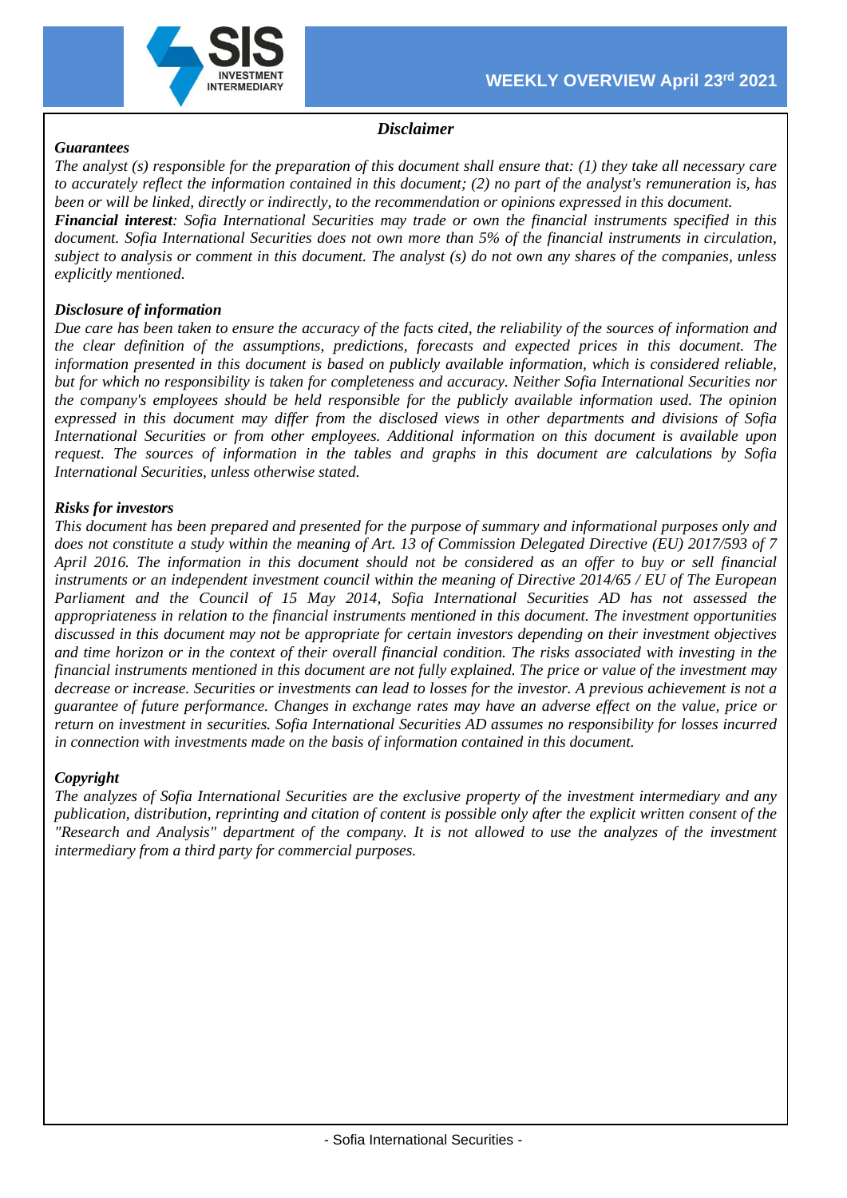## *Disclaimer*

***Guarantees***

*The analyst (s) responsible for the preparation of this document shall ensure that: (1) they take all necessary care to accurately reflect the information contained in this document; (2) no part of the analyst's remuneration is, has been or will be linked, directly or indirectly, to the recommendation or opinions expressed in this document.*

***Financial interest****: Sofia International Securities may trade or own the financial instruments specified in this document. Sofia International Securities does not own more than 5% of the financial instruments in circulation, subject to analysis or comment in this document. The analyst (s) do not own any shares of the companies, unless explicitly mentioned.*

***Disclosure of information***

*Due care has been taken to ensure the accuracy of the facts cited, the reliability of the sources of information and the clear definition of the assumptions, predictions, forecasts and expected prices in this document. The information presented in this document is based on publicly available information, which is considered reliable, but for which no responsibility is taken for completeness and accuracy. Neither Sofia International Securities nor the company's employees should be held responsible for the publicly available information used. The opinion expressed in this document may differ from the disclosed views in other departments and divisions of Sofia International Securities or from other employees. Additional information on this document is available upon request. The sources of information in the tables and graphs in this document are calculations by Sofia International Securities, unless otherwise stated.*

***Risks for investors***

*This document has been prepared and presented for the purpose of summary and informational purposes only and does not constitute a study within the meaning of Art. 13 of Commission Delegated Directive (EU) 2017/593 of 7 April 2016. The information in this document should not be considered as an offer to buy or sell financial instruments or an independent investment council within the meaning of Directive 2014/65 / EU of The European Parliament and the Council of 15 May 2014, Sofia International Securities AD has not assessed the appropriateness in relation to the financial instruments mentioned in this document. The investment opportunities discussed in this document may not be appropriate for certain investors depending on their investment objectives and time horizon or in the context of their overall financial condition. The risks associated with investing in the financial instruments mentioned in this document are not fully explained. The price or value of the investment may decrease or increase. Securities or investments can lead to losses for the investor. A previous achievement is not a guarantee of future performance. Changes in exchange rates may have an adverse effect on the value, price or return on investment in securities. Sofia International Securities AD assumes no responsibility for losses incurred in connection with investments made on the basis of information contained in this document.*

***Copyright***

*The analyzes of Sofia International Securities are the exclusive property of the investment intermediary and any publication, distribution, reprinting and citation of content is possible only after the explicit written consent of the "Research and Analysis" department of the company. It is not allowed to use the analyzes of the investment intermediary from a third party for commercial purposes.*